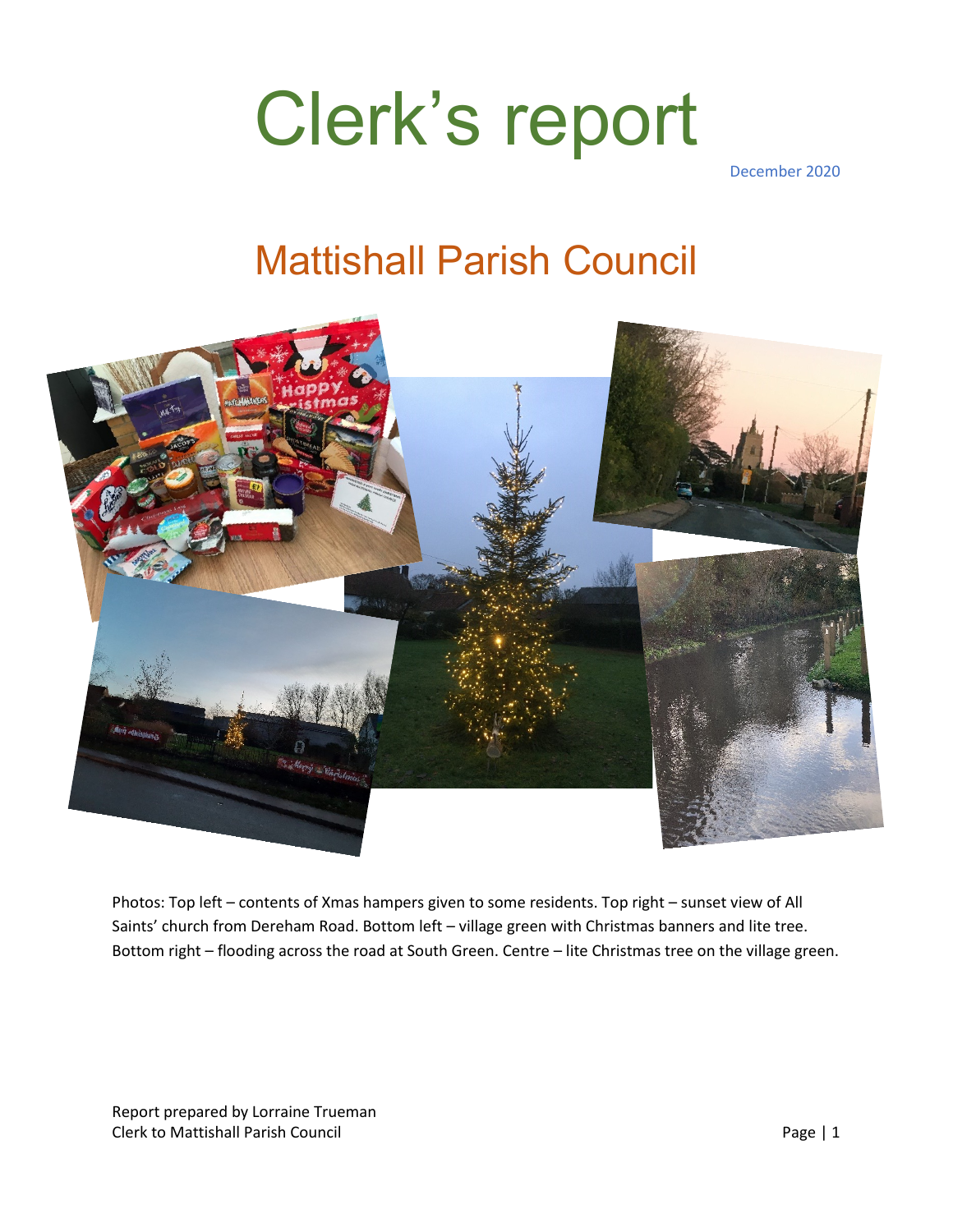# Clerk's report

December 2020

## Mattishall Parish Council

Photos: Top left – contents of Xmas hampers given to some residents. Top right – sunset view of All Saints' church from Dereham Road. Bottom left – village green with Christmas banners and lite tree. Bottom right – flooding across the road at South Green. Centre – lite Christmas tree on the village green.

Report prepared by Lorraine Trueman
Clerk to Mattishall Parish Council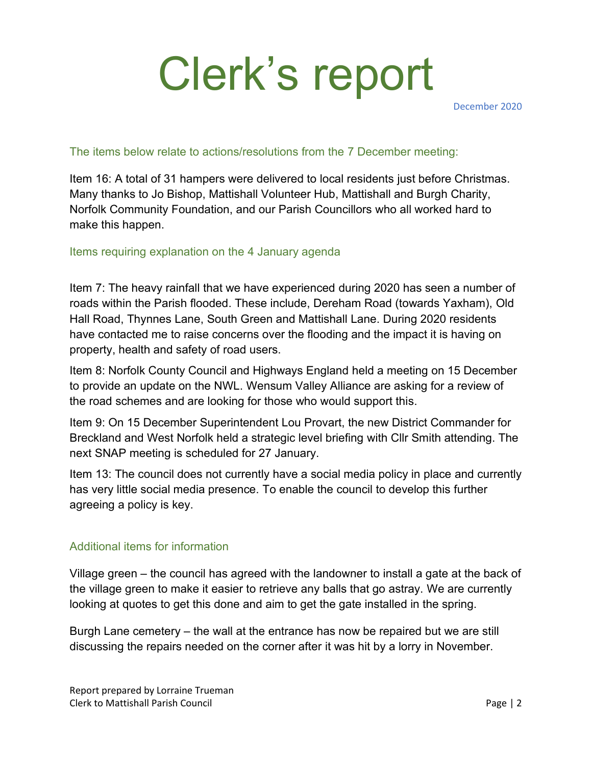# Clerk's report

December 2020

## The items below relate to actions/resolutions from the 7 December meeting:

Item 16: A total of 31 hampers were delivered to local residents just before Christmas. Many thanks to Jo Bishop, Mattishall Volunteer Hub, Mattishall and Burgh Charity, Norfolk Community Foundation, and our Parish Councillors who all worked hard to make this happen.

## Items requiring explanation on the 4 January agenda

Item 7: The heavy rainfall that we have experienced during 2020 has seen a number of roads within the Parish flooded. These include, Dereham Road (towards Yaxham), Old Hall Road, Thynnes Lane, South Green and Mattishall Lane. During 2020 residents have contacted me to raise concerns over the flooding and the impact it is having on property, health and safety of road users.

Item 8: Norfolk County Council and Highways England held a meeting on 15 December to provide an update on the NWL. Wensum Valley Alliance are asking for a review of the road schemes and are looking for those who would support this.

Item 9: On 15 December Superintendent Lou Provart, the new District Commander for Breckland and West Norfolk held a strategic level briefing with Cllr Smith attending. The next SNAP meeting is scheduled for 27 January.

Item 13: The council does not currently have a social media policy in place and currently has very little social media presence. To enable the council to develop this further agreeing a policy is key.

## Additional items for information

Village green – the council has agreed with the landowner to install a gate at the back of the village green to make it easier to retrieve any balls that go astray. We are currently looking at quotes to get this done and aim to get the gate installed in the spring.

Burgh Lane cemetery – the wall at the entrance has now be repaired but we are still discussing the repairs needed on the corner after it was hit by a lorry in November.

Report prepared by Lorraine Trueman
Clerk to Mattishall Parish Council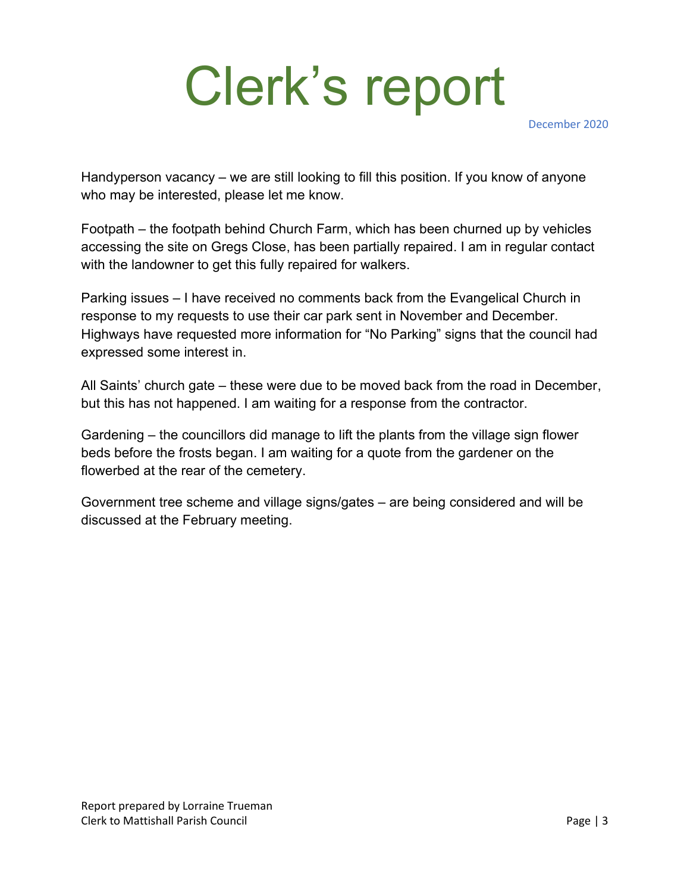# Clerk's report

December 2020

Handyperson vacancy – we are still looking to fill this position. If you know of anyone who may be interested, please let me know.

Footpath – the footpath behind Church Farm, which has been churned up by vehicles accessing the site on Gregs Close, has been partially repaired. I am in regular contact with the landowner to get this fully repaired for walkers.

Parking issues – I have received no comments back from the Evangelical Church in response to my requests to use their car park sent in November and December. Highways have requested more information for "No Parking" signs that the council had expressed some interest in.

All Saints' church gate – these were due to be moved back from the road in December, but this has not happened. I am waiting for a response from the contractor.

Gardening – the councillors did manage to lift the plants from the village sign flower beds before the frosts began. I am waiting for a quote from the gardener on the flowerbed at the rear of the cemetery.

Government tree scheme and village signs/gates – are being considered and will be discussed at the February meeting.

Report prepared by Lorraine Trueman
Clerk to Mattishall Parish Council